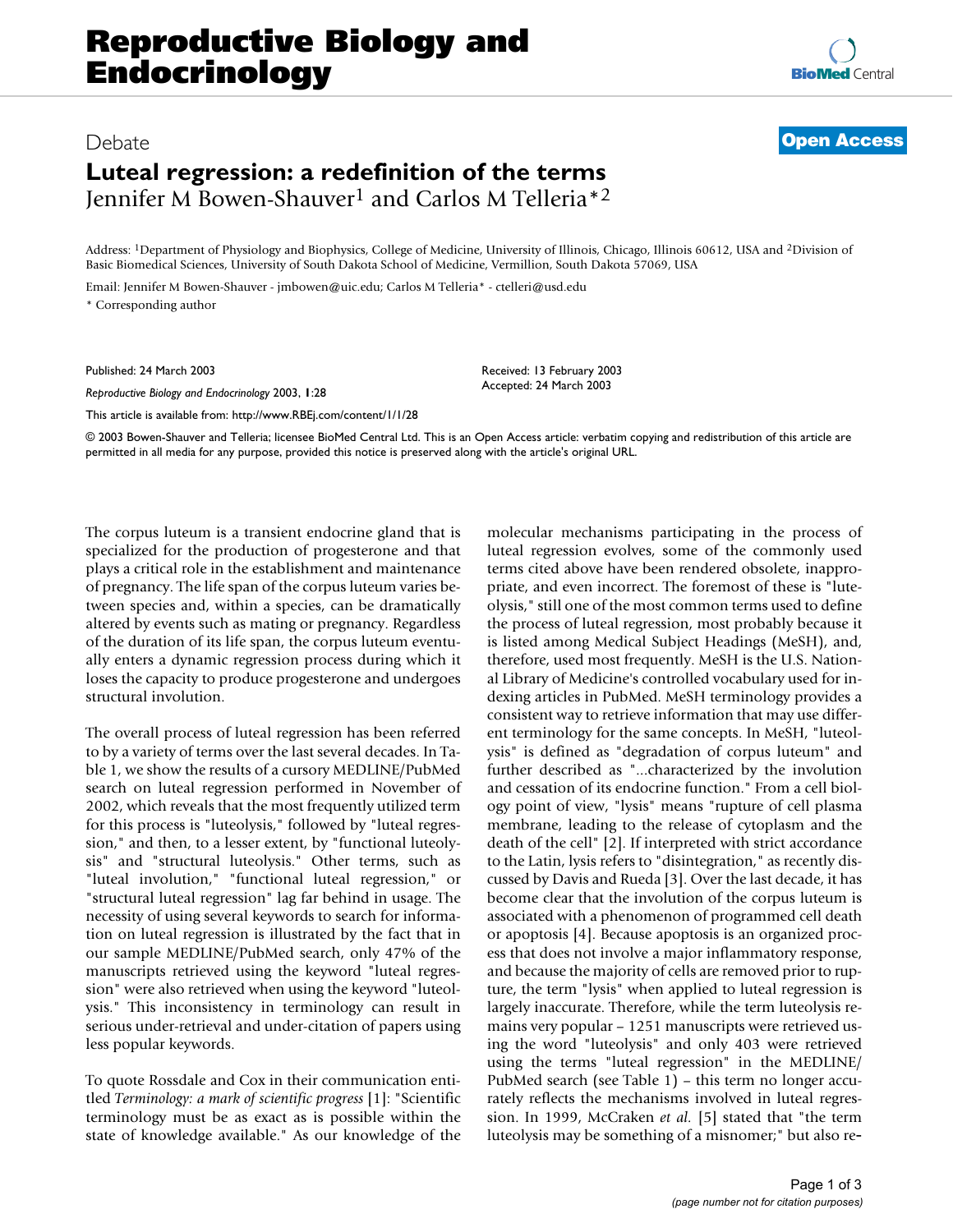# Reproductive Biology and Endocrinology

Debate

**Open Access**

## Luteal regression: a redefinition of the terms

Jennifer M Bowen-Shauver[1] and Carlos M Telleria*[2]

Address: [1]Department of Physiology and Biophysics, College of Medicine, University of Illinois, Chicago, Illinois 60612, USA and [2]Division of Basic Biomedical Sciences, University of South Dakota School of Medicine, Vermillion, South Dakota 57069, USA

Email: Jennifer M Bowen-Shauver - jmbowen@uic.edu; Carlos M Telleria* - ctelleri@usd.edu

* Corresponding author

Published: 24 March 2003

*Reproductive Biology and Endocrinology* 2003, **1**:28

This article is available from: http://www.RBEj.com/content/1/1/28

Received: 13 February 2003
Accepted: 24 March 2003

© 2003 Bowen-Shauver and Telleria; licensee BioMed Central Ltd. This is an Open Access article: verbatim copying and redistribution of this article are permitted in all media for any purpose, provided this notice is preserved along with the article's original URL.

The corpus luteum is a transient endocrine gland that is specialized for the production of progesterone and that plays a critical role in the establishment and maintenance of pregnancy. The life span of the corpus luteum varies between species and, within a species, can be dramatically altered by events such as mating or pregnancy. Regardless of the duration of its life span, the corpus luteum eventually enters a dynamic regression process during which it loses the capacity to produce progesterone and undergoes structural involution.

The overall process of luteal regression has been referred to by a variety of terms over the last several decades. In Table 1, we show the results of a cursory MEDLINE/PubMed search on luteal regression performed in November of 2002, which reveals that the most frequently utilized term for this process is "luteolysis," followed by "luteal regression," and then, to a lesser extent, by "functional luteolysis" and "structural luteolysis." Other terms, such as "luteal involution," "functional luteal regression," or "structural luteal regression" lag far behind in usage. The necessity of using several keywords to search for information on luteal regression is illustrated by the fact that in our sample MEDLINE/PubMed search, only 47% of the manuscripts retrieved using the keyword "luteal regression" were also retrieved when using the keyword "luteolysis." This inconsistency in terminology can result in serious under-retrieval and under-citation of papers using less popular keywords.

To quote Rossdale and Cox in their communication entitled *Terminology: a mark of scientific progress* [1]: "Scientific terminology must be as exact as is possible within the state of knowledge available." As our knowledge of the molecular mechanisms participating in the process of luteal regression evolves, some of the commonly used terms cited above have been rendered obsolete, inappropriate, and even incorrect. The foremost of these is "luteolysis," still one of the most common terms used to define the process of luteal regression, most probably because it is listed among Medical Subject Headings (MeSH), and, therefore, used most frequently. MeSH is the U.S. National Library of Medicine's controlled vocabulary used for indexing articles in PubMed. MeSH terminology provides a consistent way to retrieve information that may use different terminology for the same concepts. In MeSH, "luteolysis" is defined as "degradation of corpus luteum" and further described as "...characterized by the involution and cessation of its endocrine function." From a cell biology point of view, "lysis" means "rupture of cell plasma membrane, leading to the release of cytoplasm and the death of the cell" [2]. If interpreted with strict accordance to the Latin, lysis refers to "disintegration," as recently discussed by Davis and Rueda [3]. Over the last decade, it has become clear that the involution of the corpus luteum is associated with a phenomenon of programmed cell death or apoptosis [4]. Because apoptosis is an organized process that does not involve a major inflammatory response, and because the majority of cells are removed prior to rupture, the term "lysis" when applied to luteal regression is largely inaccurate. Therefore, while the term luteolysis remains very popular – 1251 manuscripts were retrieved using the word "luteolysis" and only 403 were retrieved using the terms "luteal regression" in the MEDLINE/PubMed search (see Table 1) – this term no longer accurately reflects the mechanisms involved in luteal regression. In 1999, McCraken *et al.* [5] stated that "the term luteolysis may be something of a misnomer;" but also re-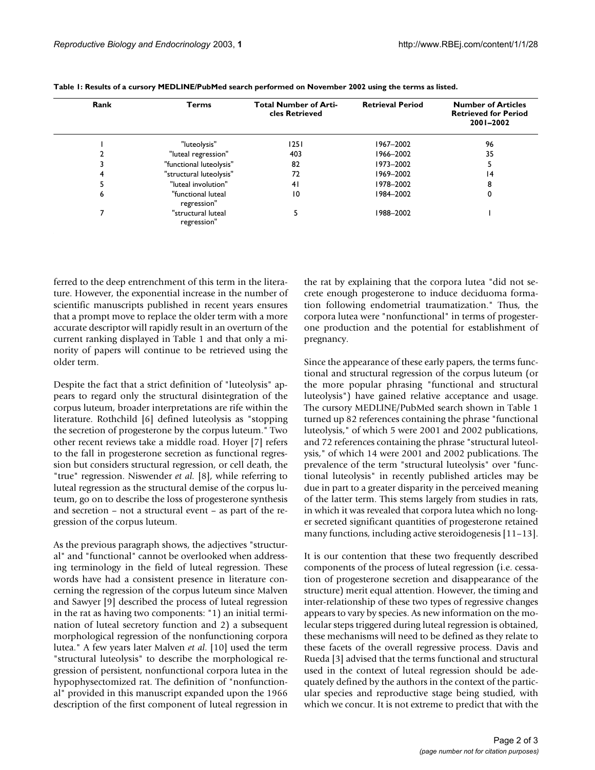**Table 1: Results of a cursory MEDLINE/PubMed search performed on November 2002 using the terms as listed.**

| Rank | Terms | Total Number of Articles Retrieved | Retrieval Period | Number of Articles Retrieved for Period 2001–2002 |
| --- | --- | --- | --- | --- |
| 1 | "luteolysis" | 1251 | 1967–2002 | 96 |
| 2 | "luteal regression" | 403 | 1966–2002 | 35 |
| 3 | "functional luteolysis" | 82 | 1973–2002 | 5 |
| 4 | "structural luteolysis" | 72 | 1969–2002 | 14 |
| 5 | "luteal involution" | 41 | 1978–2002 | 8 |
| 6 | "functional luteal regression" | 10 | 1984–2002 | 0 |
| 7 | "structural luteal regression" | 5 | 1988–2002 | 1 |

ferred to the deep entrenchment of this term in the literature. However, the exponential increase in the number of scientific manuscripts published in recent years ensures that a prompt move to replace the older term with a more accurate descriptor will rapidly result in an overturn of the current ranking displayed in Table 1 and that only a minority of papers will continue to be retrieved using the older term.

Despite the fact that a strict definition of "luteolysis" appears to regard only the structural disintegration of the corpus luteum, broader interpretations are rife within the literature. Rothchild [6] defined luteolysis as "stopping the secretion of progesterone by the corpus luteum." Two other recent reviews take a middle road. Hoyer [7] refers to the fall in progesterone secretion as functional regression but considers structural regression, or cell death, the "true" regression. Niswender *et al.* [8], while referring to luteal regression as the structural demise of the corpus luteum, go on to describe the loss of progesterone synthesis and secretion – not a structural event – as part of the regression of the corpus luteum.

As the previous paragraph shows, the adjectives "structural" and "functional" cannot be overlooked when addressing terminology in the field of luteal regression. These words have had a consistent presence in literature concerning the regression of the corpus luteum since Malven and Sawyer [9] described the process of luteal regression in the rat as having two components: "1) an initial termination of luteal secretory function and 2) a subsequent morphological regression of the nonfunctioning corpora lutea." A few years later Malven *et al.* [10] used the term "structural luteolysis" to describe the morphological regression of persistent, nonfunctional corpora lutea in the hypophysectomized rat. The definition of "nonfunctional" provided in this manuscript expanded upon the 1966 description of the first component of luteal regression in the rat by explaining that the corpora lutea "did not secrete enough progesterone to induce deciduoma formation following endometrial traumatization." Thus, the corpora lutea were "nonfunctional" in terms of progesterone production and the potential for establishment of pregnancy.

Since the appearance of these early papers, the terms functional and structural regression of the corpus luteum (or the more popular phrasing "functional and structural luteolysis") have gained relative acceptance and usage. The cursory MEDLINE/PubMed search shown in Table 1 turned up 82 references containing the phrase "functional luteolysis," of which 5 were 2001 and 2002 publications, and 72 references containing the phrase "structural luteolysis," of which 14 were 2001 and 2002 publications. The prevalence of the term "structural luteolysis" over "functional luteolysis" in recently published articles may be due in part to a greater disparity in the perceived meaning of the latter term. This stems largely from studies in rats, in which it was revealed that corpora lutea which no longer secreted significant quantities of progesterone retained many functions, including active steroidogenesis [11–13].

It is our contention that these two frequently described components of the process of luteal regression (i.e. cessation of progesterone secretion and disappearance of the structure) merit equal attention. However, the timing and inter-relationship of these two types of regressive changes appears to vary by species. As new information on the molecular steps triggered during luteal regression is obtained, these mechanisms will need to be defined as they relate to these facets of the overall regressive process. Davis and Rueda [3] advised that the terms functional and structural used in the context of luteal regression should be adequately defined by the authors in the context of the particular species and reproductive stage being studied, with which we concur. It is not extreme to predict that with the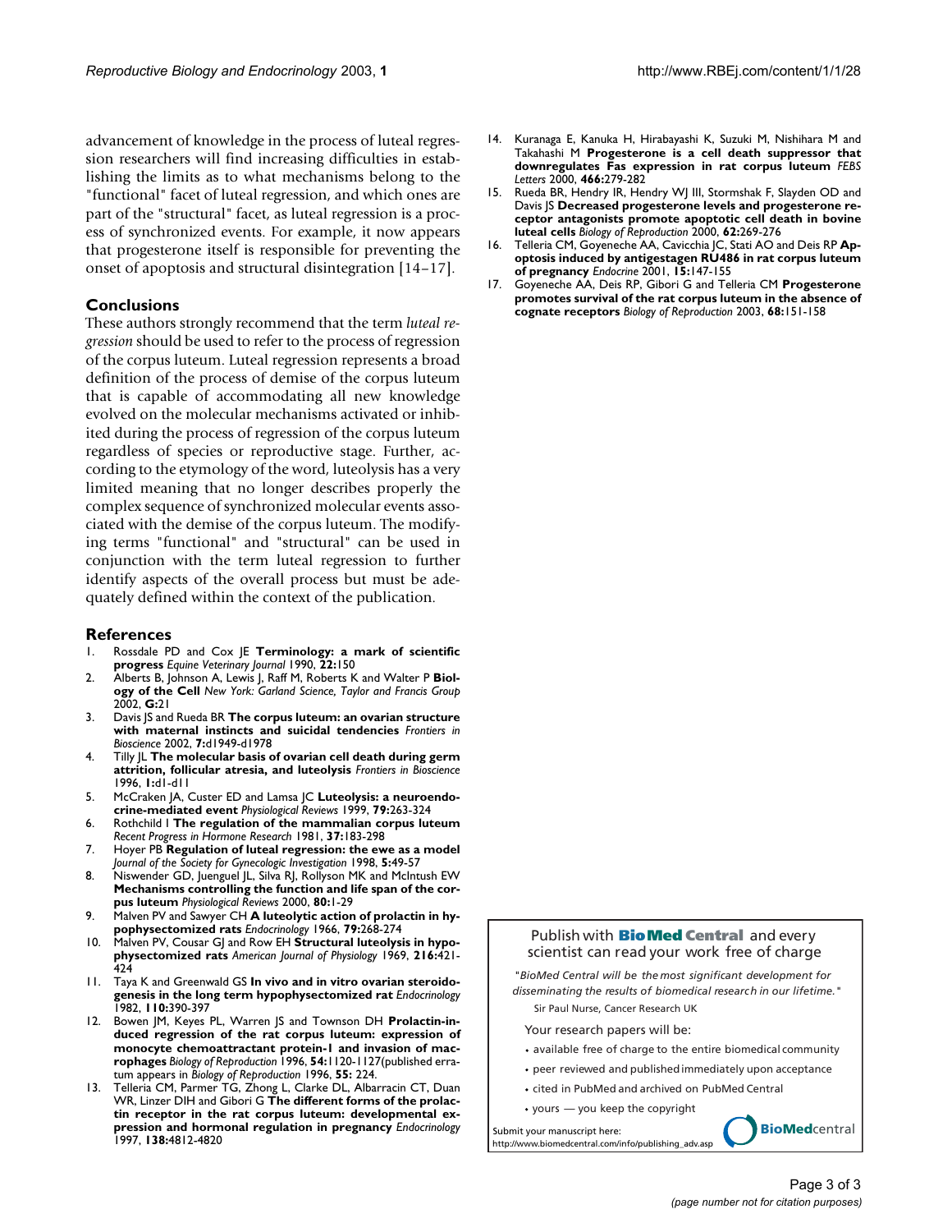advancement of knowledge in the process of luteal regression researchers will find increasing difficulties in establishing the limits as to what mechanisms belong to the "functional" facet of luteal regression, and which ones are part of the "structural" facet, as luteal regression is a process of synchronized events. For example, it now appears that progesterone itself is responsible for preventing the onset of apoptosis and structural disintegration [14–17].

## Conclusions

These authors strongly recommend that the term *luteal regression* should be used to refer to the process of regression of the corpus luteum. Luteal regression represents a broad definition of the process of demise of the corpus luteum that is capable of accommodating all new knowledge evolved on the molecular mechanisms activated or inhibited during the process of regression of the corpus luteum regardless of species or reproductive stage. Further, according to the etymology of the word, luteolysis has a very limited meaning that no longer describes properly the complex sequence of synchronized molecular events associated with the demise of the corpus luteum. The modifying terms "functional" and "structural" can be used in conjunction with the term luteal regression to further identify aspects of the overall process but must be adequately defined within the context of the publication.

## References

1. Rossdale PD and Cox JE **Terminology: a mark of scientific progress** *Equine Veterinary Journal* 1990, **22:**150
2. Alberts B, Johnson A, Lewis J, Raff M, Roberts K and Walter P **Biology of the Cell** *New York: Garland Science, Taylor and Francis Group* 2002, **G:**21
3. Davis JS and Rueda BR **The corpus luteum: an ovarian structure with maternal instincts and suicidal tendencies** *Frontiers in Bioscience* 2002, **7:**d1949-d1978
4. Tilly JL **The molecular basis of ovarian cell death during germ attrition, follicular atresia, and luteolysis** *Frontiers in Bioscience* 1996, **1:**d1-d11
5. McCraken JA, Custer ED and Lamsa JC **Luteolysis: a neuroendocrine-mediated event** *Physiological Reviews* 1999, **79:**263-324
6. Rothchild I **The regulation of the mammalian corpus luteum** *Recent Progress in Hormone Research* 1981, **37:**183-298
7. Hoyer PB **Regulation of luteal regression: the ewe as a model** *Journal of the Society for Gynecologic Investigation* 1998, **5:**49-57
8. Niswender GD, Juenguel JL, Silva RJ, Rollyson MK and McIntush EW **Mechanisms controlling the function and life span of the corpus luteum** *Physiological Reviews* 2000, **80:**1-29
9. Malven PV and Sawyer CH **A luteolytic action of prolactin in hypophysectomized rats** *Endocrinology* 1966, **79:**268-274
10. Malven PV, Cousar GJ and Row EH **Structural luteolysis in hypophysectomized rats** *American Journal of Physiology* 1969, **216:**421-424
11. Taya K and Greenwald GS **In vivo and in vitro ovarian steroidogenesis in the long term hypophysectomized rat** *Endocrinology* 1982, **110:**390-397
12. Bowen JM, Keyes PL, Warren JS and Townson DH **Prolactin-induced regression of the rat corpus luteum: expression of monocyte chemoattractant protein-1 and invasion of macrophages** *Biology of Reproduction* 1996, **54:**1120-1127(published erratum appears in *Biology of Reproduction* 1996, **55:** 224.
13. Telleria CM, Parmer TG, Zhong L, Clarke DL, Albarracin CT, Duan WR, Linzer DIH and Gibori G **The different forms of the prolactin receptor in the rat corpus luteum: developmental expression and hormonal regulation in pregnancy** *Endocrinology* 1997, **138:**4812-4820
14. Kuranaga E, Kanuka H, Hirabayashi K, Suzuki M, Nishihara M and Takahashi M **Progesterone is a cell death suppressor that downregulates Fas expression in rat corpus luteum** *FEBS Letters* 2000, **466:**279-282
15. Rueda BR, Hendry IR, Hendry WJ III, Stormshak F, Slayden OD and Davis JS **Decreased progesterone levels and progesterone receptor antagonists promote apoptotic cell death in bovine luteal cells** *Biology of Reproduction* 2000, **62:**269-276
16. Telleria CM, Goyeneche AA, Cavicchia JC, Stati AO and Deis RP **Apoptosis induced by antigestagen RU486 in rat corpus luteum of pregnancy** *Endocrine* 2001, **15:**147-155
17. Goyeneche AA, Deis RP, Gibori G and Telleria CM **Progesterone promotes survival of the rat corpus luteum in the absence of cognate receptors** *Biology of Reproduction* 2003, **68:**151-158

Publish with **BioMed Central** and every scientist can read your work free of charge

*"BioMed Central will be the most significant development for disseminating the results of biomedical research in our lifetime."*
Sir Paul Nurse, Cancer Research UK

Your research papers will be:

- available free of charge to the entire biomedical community
- peer reviewed and published immediately upon acceptance
- cited in PubMed and archived on PubMed Central
- yours — you keep the copyright

Submit your manuscript here:
http://www.biomedcentral.com/info/publishing_adv.asp

BioMedcentral